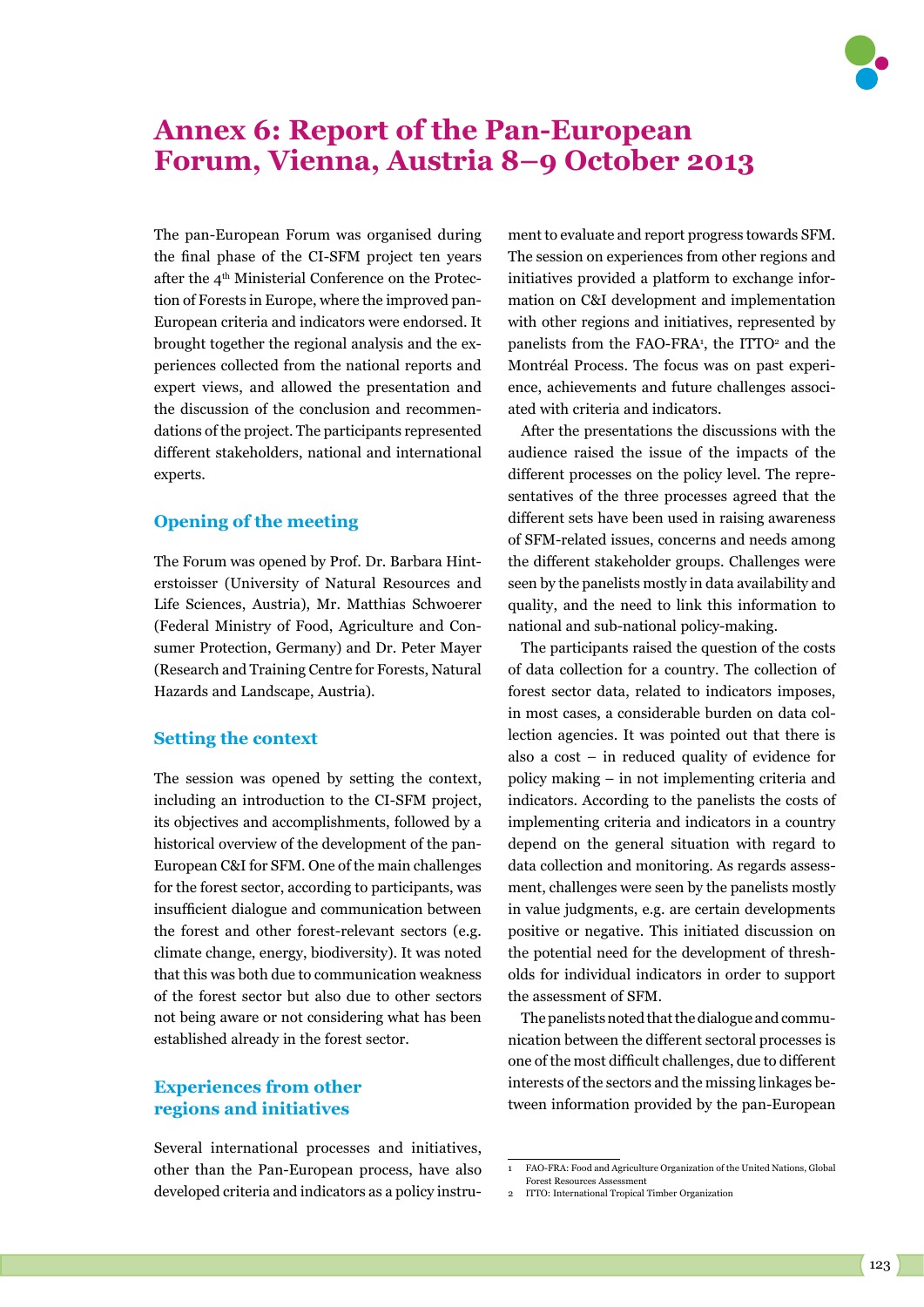# Annex 6: Report of the Pan-European Forum, Vienna, Austria 8–9 October 2013

The pan-European Forum was organised during the final phase of the CI-SFM project ten years after the 4th Ministerial Conference on the Protection of Forests in Europe, where the improved pan-European criteria and indicators were endorsed. It brought together the regional analysis and the experiences collected from the national reports and expert views, and allowed the presentation and the discussion of the conclusion and recommendations of the project. The participants represented different stakeholders, national and international experts.

## Opening of the meeting

The Forum was opened by Prof. Dr. Barbara Hinterstoisser (University of Natural Resources and Life Sciences, Austria), Mr. Matthias Schwoerer (Federal Ministry of Food, Agriculture and Consumer Protection, Germany) and Dr. Peter Mayer (Research and Training Centre for Forests, Natural Hazards and Landscape, Austria).

## Setting the context

The session was opened by setting the context, including an introduction to the CI-SFM project, its objectives and accomplishments, followed by a historical overview of the development of the pan-European C&I for SFM. One of the main challenges for the forest sector, according to participants, was insufficient dialogue and communication between the forest and other forest-relevant sectors (e.g. climate change, energy, biodiversity). It was noted that this was both due to communication weakness of the forest sector but also due to other sectors not being aware or not considering what has been established already in the forest sector.

## Experiences from other regions and initiatives

Several international processes and initiatives, other than the Pan-European process, have also developed criteria and indicators as a policy instrument to evaluate and report progress towards SFM. The session on experiences from other regions and initiatives provided a platform to exchange information on C&I development and implementation with other regions and initiatives, represented by panelists from the FAO-FRA[1], the ITTO[2] and the Montréal Process. The focus was on past experience, achievements and future challenges associated with criteria and indicators.

After the presentations the discussions with the audience raised the issue of the impacts of the different processes on the policy level. The representatives of the three processes agreed that the different sets have been used in raising awareness of SFM-related issues, concerns and needs among the different stakeholder groups. Challenges were seen by the panelists mostly in data availability and quality, and the need to link this information to national and sub-national policy-making.

The participants raised the question of the costs of data collection for a country. The collection of forest sector data, related to indicators imposes, in most cases, a considerable burden on data collection agencies. It was pointed out that there is also a cost – in reduced quality of evidence for policy making – in not implementing criteria and indicators. According to the panelists the costs of implementing criteria and indicators in a country depend on the general situation with regard to data collection and monitoring. As regards assessment, challenges were seen by the panelists mostly in value judgments, e.g. are certain developments positive or negative. This initiated discussion on the potential need for the development of thresholds for individual indicators in order to support the assessment of SFM.

The panelists noted that the dialogue and communication between the different sectoral processes is one of the most difficult challenges, due to different interests of the sectors and the missing linkages between information provided by the pan-European

---

1 FAO-FRA: Food and Agriculture Organization of the United Nations, Global Forest Resources Assessment

2 ITTO: International Tropical Timber Organization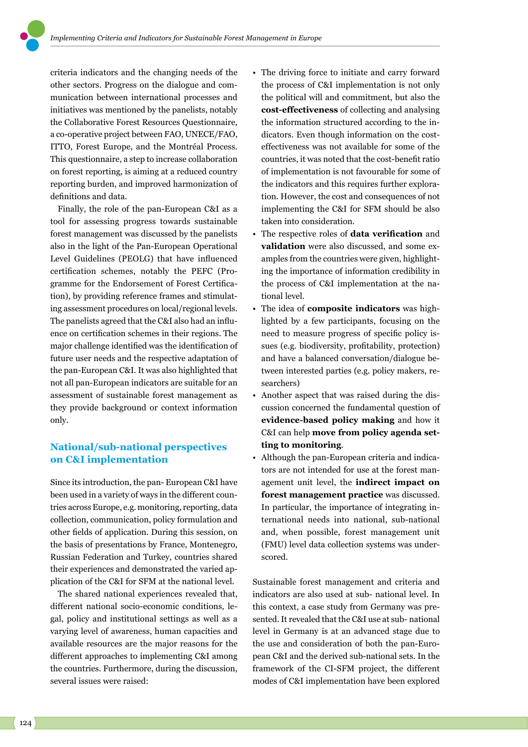criteria indicators and the changing needs of the other sectors. Progress on the dialogue and communication between international processes and initiatives was mentioned by the panelists, notably the Collaborative Forest Resources Questionnaire, a co-operative project between FAO, UNECE/FAO, ITTO, Forest Europe, and the Montréal Process. This questionnaire, a step to increase collaboration on forest reporting, is aiming at a reduced country reporting burden, and improved harmonization of definitions and data.

Finally, the role of the pan-European C&I as a tool for assessing progress towards sustainable forest management was discussed by the panelists also in the light of the Pan-European Operational Level Guidelines (PEOLG) that have influenced certification schemes, notably the PEFC (Programme for the Endorsement of Forest Certification), by providing reference frames and stimulating assessment procedures on local/regional levels. The panelists agreed that the C&I also had an influence on certification schemes in their regions. The major challenge identified was the identification of future user needs and the respective adaptation of the pan-European C&I. It was also highlighted that not all pan-European indicators are suitable for an assessment of sustainable forest management as they provide background or context information only.

## National/sub-national perspectives on C&I implementation

Since its introduction, the pan- European C&I have been used in a variety of ways in the different countries across Europe, e.g. monitoring, reporting, data collection, communication, policy formulation and other fields of application. During this session, on the basis of presentations by France, Montenegro, Russian Federation and Turkey, countries shared their experiences and demonstrated the varied application of the C&I for SFM at the national level.

The shared national experiences revealed that, different national socio-economic conditions, legal, policy and institutional settings as well as a varying level of awareness, human capacities and available resources are the major reasons for the different approaches to implementing C&I among the countries. Furthermore, during the discussion, several issues were raised:

- The driving force to initiate and carry forward the process of C&I implementation is not only the political will and commitment, but also the **cost-effectiveness** of collecting and analysing the information structured according to the indicators. Even though information on the cost-effectiveness was not available for some of the countries, it was noted that the cost-benefit ratio of implementation is not favourable for some of the indicators and this requires further exploration. However, the cost and consequences of not implementing the C&I for SFM should be also taken into consideration.
- The respective roles of **data verification** and **validation** were also discussed, and some examples from the countries were given, highlighting the importance of information credibility in the process of C&I implementation at the national level.
- The idea of **composite indicators** was highlighted by a few participants, focusing on the need to measure progress of specific policy issues (e.g. biodiversity, profitability, protection) and have a balanced conversation/dialogue between interested parties (e.g. policy makers, researchers)
- Another aspect that was raised during the discussion concerned the fundamental question of **evidence-based policy making** and how it C&I can help **move from policy agenda setting to monitoring**.
- Although the pan-European criteria and indicators are not intended for use at the forest management unit level, the **indirect impact on forest management practice** was discussed. In particular, the importance of integrating international needs into national, sub-national and, when possible, forest management unit (FMU) level data collection systems was underscored.

Sustainable forest management and criteria and indicators are also used at sub- national level. In this context, a case study from Germany was presented. It revealed that the C&I use at sub- national level in Germany is at an advanced stage due to the use and consideration of both the pan-European C&I and the derived sub-national sets. In the framework of the CI-SFM project, the different modes of C&I implementation have been explored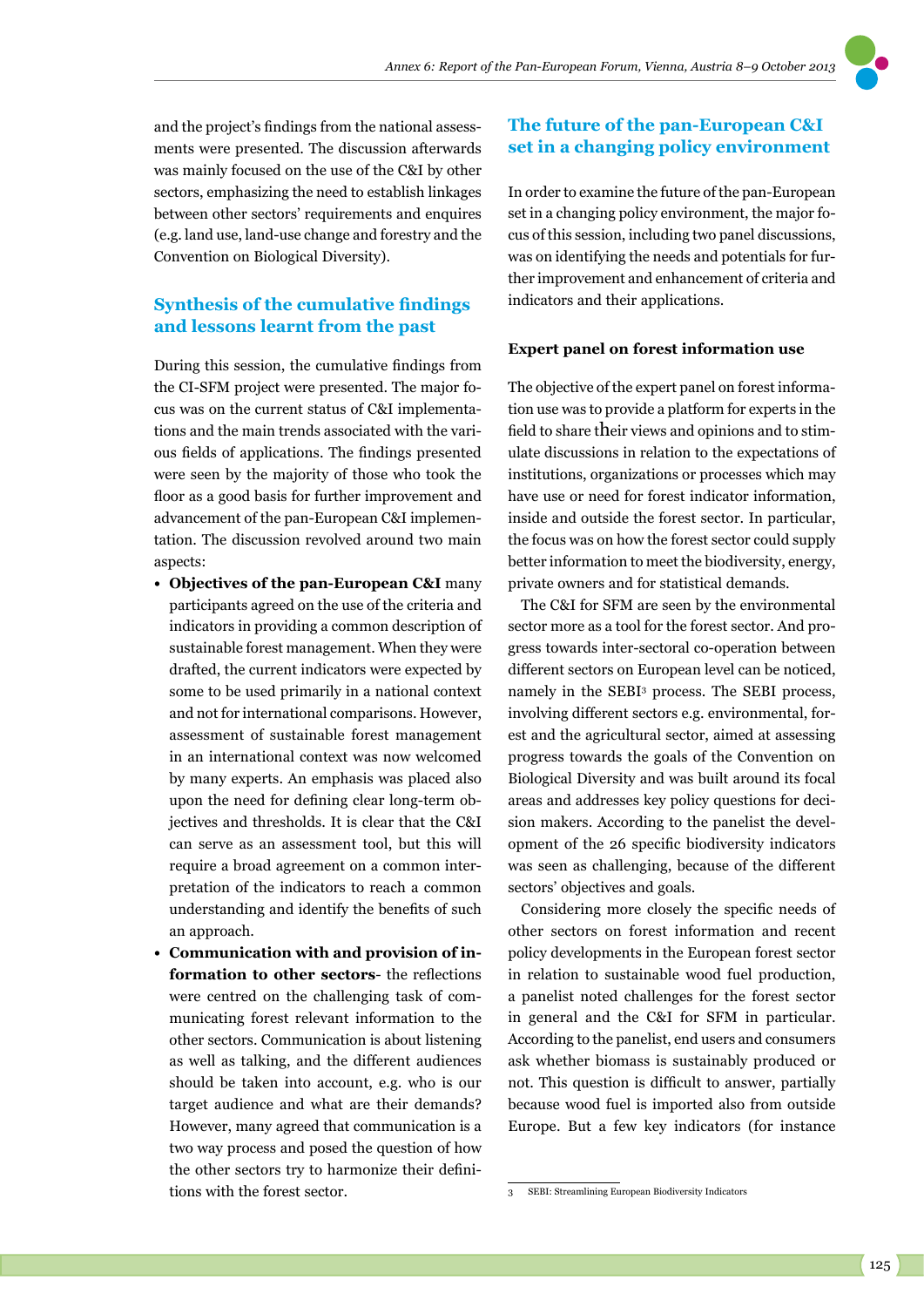and the project's findings from the national assessments were presented. The discussion afterwards was mainly focused on the use of the C&I by other sectors, emphasizing the need to establish linkages between other sectors' requirements and enquires (e.g. land use, land-use change and forestry and the Convention on Biological Diversity).

## Synthesis of the cumulative findings and lessons learnt from the past

During this session, the cumulative findings from the CI-SFM project were presented. The major focus was on the current status of C&I implementations and the main trends associated with the various fields of applications. The findings presented were seen by the majority of those who took the floor as a good basis for further improvement and advancement of the pan-European C&I implementation. The discussion revolved around two main aspects:

- **Objectives of the pan-European C&I** many participants agreed on the use of the criteria and indicators in providing a common description of sustainable forest management. When they were drafted, the current indicators were expected by some to be used primarily in a national context and not for international comparisons. However, assessment of sustainable forest management in an international context was now welcomed by many experts. An emphasis was placed also upon the need for defining clear long-term objectives and thresholds. It is clear that the C&I can serve as an assessment tool, but this will require a broad agreement on a common interpretation of the indicators to reach a common understanding and identify the benefits of such an approach.
- **Communication with and provision of information to other sectors**- the reflections were centred on the challenging task of communicating forest relevant information to the other sectors. Communication is about listening as well as talking, and the different audiences should be taken into account, e.g. who is our target audience and what are their demands? However, many agreed that communication is a two way process and posed the question of how the other sectors try to harmonize their definitions with the forest sector.

## The future of the pan-European C&I set in a changing policy environment

In order to examine the future of the pan-European set in a changing policy environment, the major focus of this session, including two panel discussions, was on identifying the needs and potentials for further improvement and enhancement of criteria and indicators and their applications.

### Expert panel on forest information use

The objective of the expert panel on forest information use was to provide a platform for experts in the field to share their views and opinions and to stimulate discussions in relation to the expectations of institutions, organizations or processes which may have use or need for forest indicator information, inside and outside the forest sector. In particular, the focus was on how the forest sector could supply better information to meet the biodiversity, energy, private owners and for statistical demands.

The C&I for SFM are seen by the environmental sector more as a tool for the forest sector. And progress towards inter-sectoral co-operation between different sectors on European level can be noticed, namely in the SEBI[3] process. The SEBI process, involving different sectors e.g. environmental, forest and the agricultural sector, aimed at assessing progress towards the goals of the Convention on Biological Diversity and was built around its focal areas and addresses key policy questions for decision makers. According to the panelist the development of the 26 specific biodiversity indicators was seen as challenging, because of the different sectors' objectives and goals.

Considering more closely the specific needs of other sectors on forest information and recent policy developments in the European forest sector in relation to sustainable wood fuel production, a panelist noted challenges for the forest sector in general and the C&I for SFM in particular. According to the panelist, end users and consumers ask whether biomass is sustainably produced or not. This question is difficult to answer, partially because wood fuel is imported also from outside Europe. But a few key indicators (for instance

---

[3] SEBI: Streamlining European Biodiversity Indicators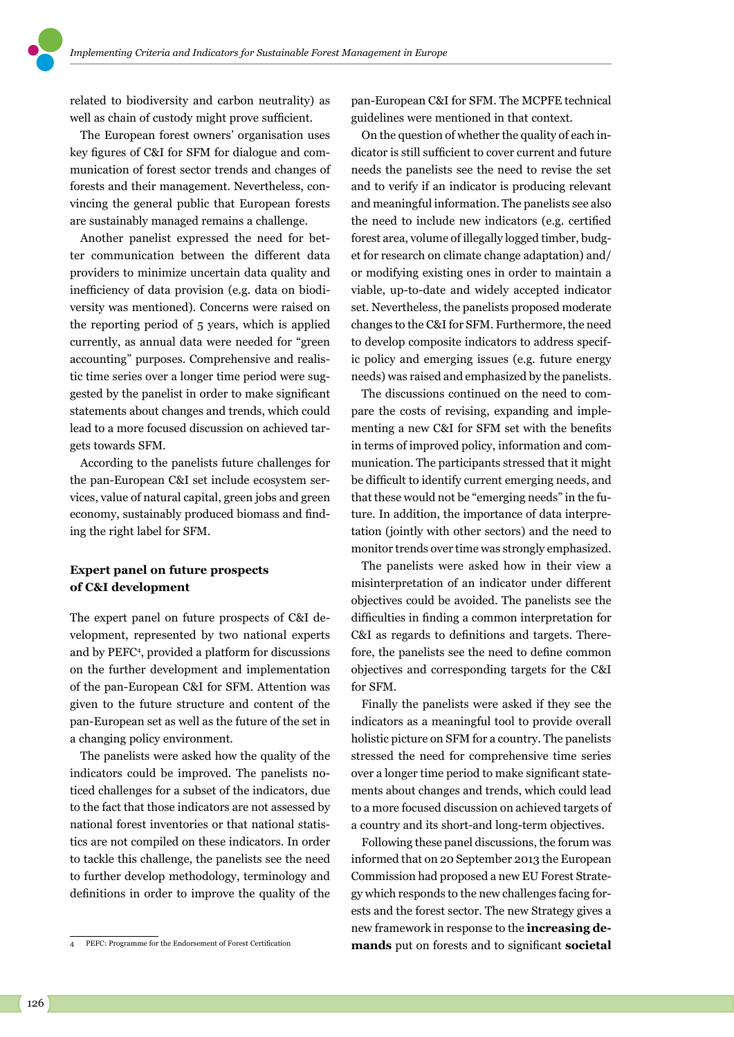related to biodiversity and carbon neutrality) as well as chain of custody might prove sufficient.

The European forest owners' organisation uses key figures of C&I for SFM for dialogue and communication of forest sector trends and changes of forests and their management. Nevertheless, convincing the general public that European forests are sustainably managed remains a challenge.

Another panelist expressed the need for better communication between the different data providers to minimize uncertain data quality and inefficiency of data provision (e.g. data on biodiversity was mentioned). Concerns were raised on the reporting period of 5 years, which is applied currently, as annual data were needed for "green accounting" purposes. Comprehensive and realistic time series over a longer time period were suggested by the panelist in order to make significant statements about changes and trends, which could lead to a more focused discussion on achieved targets towards SFM.

According to the panelists future challenges for the pan-European C&I set include ecosystem services, value of natural capital, green jobs and green economy, sustainably produced biomass and finding the right label for SFM.

## Expert panel on future prospects of C&I development

The expert panel on future prospects of C&I development, represented by two national experts and by PEFC[4], provided a platform for discussions on the further development and implementation of the pan-European C&I for SFM. Attention was given to the future structure and content of the pan-European set as well as the future of the set in a changing policy environment.

The panelists were asked how the quality of the indicators could be improved. The panelists noticed challenges for a subset of the indicators, due to the fact that those indicators are not assessed by national forest inventories or that national statistics are not compiled on these indicators. In order to tackle this challenge, the panelists see the need to further develop methodology, terminology and definitions in order to improve the quality of the pan-European C&I for SFM. The MCPFE technical guidelines were mentioned in that context.

On the question of whether the quality of each indicator is still sufficient to cover current and future needs the panelists see the need to revise the set and to verify if an indicator is producing relevant and meaningful information. The panelists see also the need to include new indicators (e.g. certified forest area, volume of illegally logged timber, budget for research on climate change adaptation) and/or modifying existing ones in order to maintain a viable, up-to-date and widely accepted indicator set. Nevertheless, the panelists proposed moderate changes to the C&I for SFM. Furthermore, the need to develop composite indicators to address specific policy and emerging issues (e.g. future energy needs) was raised and emphasized by the panelists.

The discussions continued on the need to compare the costs of revising, expanding and implementing a new C&I for SFM set with the benefits in terms of improved policy, information and communication. The participants stressed that it might be difficult to identify current emerging needs, and that these would not be "emerging needs" in the future. In addition, the importance of data interpretation (jointly with other sectors) and the need to monitor trends over time was strongly emphasized.

The panelists were asked how in their view a misinterpretation of an indicator under different objectives could be avoided. The panelists see the difficulties in finding a common interpretation for C&I as regards to definitions and targets. Therefore, the panelists see the need to define common objectives and corresponding targets for the C&I for SFM.

Finally the panelists were asked if they see the indicators as a meaningful tool to provide overall holistic picture on SFM for a country. The panelists stressed the need for comprehensive time series over a longer time period to make significant statements about changes and trends, which could lead to a more focused discussion on achieved targets of a country and its short-and long-term objectives.

Following these panel discussions, the forum was informed that on 20 September 2013 the European Commission had proposed a new EU Forest Strategy which responds to the new challenges facing forests and the forest sector. The new Strategy gives a new framework in response to the **increasing demands** put on forests and to significant **societal**

---

4 PEFC: Programme for the Endorsement of Forest Certification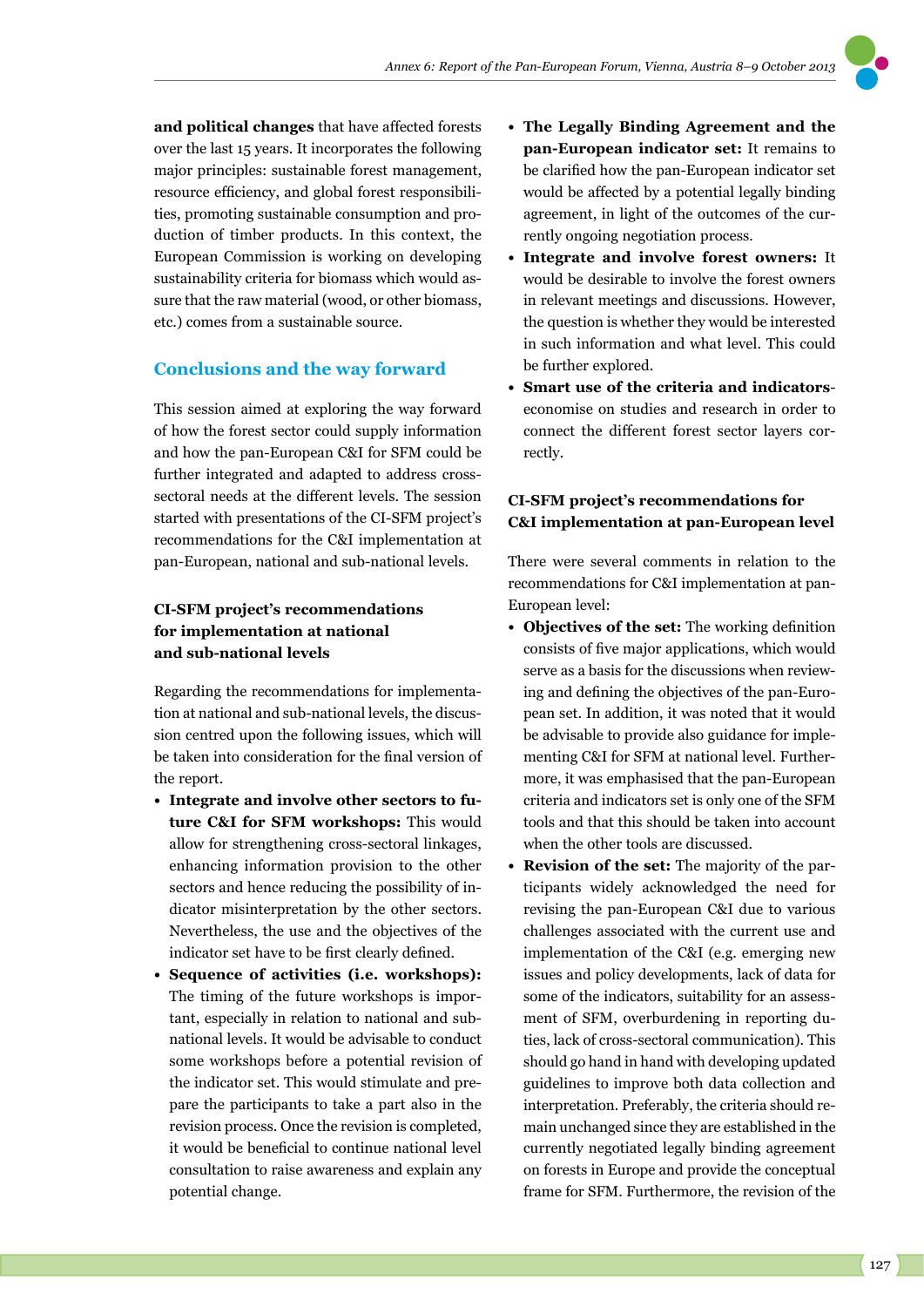**and political changes** that have affected forests over the last 15 years. It incorporates the following major principles: sustainable forest management, resource efficiency, and global forest responsibilities, promoting sustainable consumption and production of timber products. In this context, the European Commission is working on developing sustainability criteria for biomass which would assure that the raw material (wood, or other biomass, etc.) comes from a sustainable source.

## Conclusions and the way forward

This session aimed at exploring the way forward of how the forest sector could supply information and how the pan-European C&I for SFM could be further integrated and adapted to address cross-sectoral needs at the different levels. The session started with presentations of the CI-SFM project's recommendations for the C&I implementation at pan-European, national and sub-national levels.

### CI-SFM project's recommendations for implementation at national and sub-national levels

Regarding the recommendations for implementation at national and sub-national levels, the discussion centred upon the following issues, which will be taken into consideration for the final version of the report.

- **Integrate and involve other sectors to future C&I for SFM workshops:** This would allow for strengthening cross-sectoral linkages, enhancing information provision to the other sectors and hence reducing the possibility of indicator misinterpretation by the other sectors. Nevertheless, the use and the objectives of the indicator set have to be first clearly defined.
- **Sequence of activities (i.e. workshops):** The timing of the future workshops is important, especially in relation to national and sub-national levels. It would be advisable to conduct some workshops before a potential revision of the indicator set. This would stimulate and prepare the participants to take a part also in the revision process. Once the revision is completed, it would be beneficial to continue national level consultation to raise awareness and explain any potential change.
- **The Legally Binding Agreement and the pan-European indicator set:** It remains to be clarified how the pan-European indicator set would be affected by a potential legally binding agreement, in light of the outcomes of the currently ongoing negotiation process.
- **Integrate and involve forest owners:** It would be desirable to involve the forest owners in relevant meetings and discussions. However, the question is whether they would be interested in such information and what level. This could be further explored.
- **Smart use of the criteria and indicators**-economise on studies and research in order to connect the different forest sector layers correctly.

### CI-SFM project's recommendations for C&I implementation at pan-European level

There were several comments in relation to the recommendations for C&I implementation at pan-European level:

- **Objectives of the set:** The working definition consists of five major applications, which would serve as a basis for the discussions when reviewing and defining the objectives of the pan-European set. In addition, it was noted that it would be advisable to provide also guidance for implementing C&I for SFM at national level. Furthermore, it was emphasised that the pan-European criteria and indicators set is only one of the SFM tools and that this should be taken into account when the other tools are discussed.
- **Revision of the set:** The majority of the participants widely acknowledged the need for revising the pan-European C&I due to various challenges associated with the current use and implementation of the C&I (e.g. emerging new issues and policy developments, lack of data for some of the indicators, suitability for an assessment of SFM, overburdening in reporting duties, lack of cross-sectoral communication). This should go hand in hand with developing updated guidelines to improve both data collection and interpretation. Preferably, the criteria should remain unchanged since they are established in the currently negotiated legally binding agreement on forests in Europe and provide the conceptual frame for SFM. Furthermore, the revision of the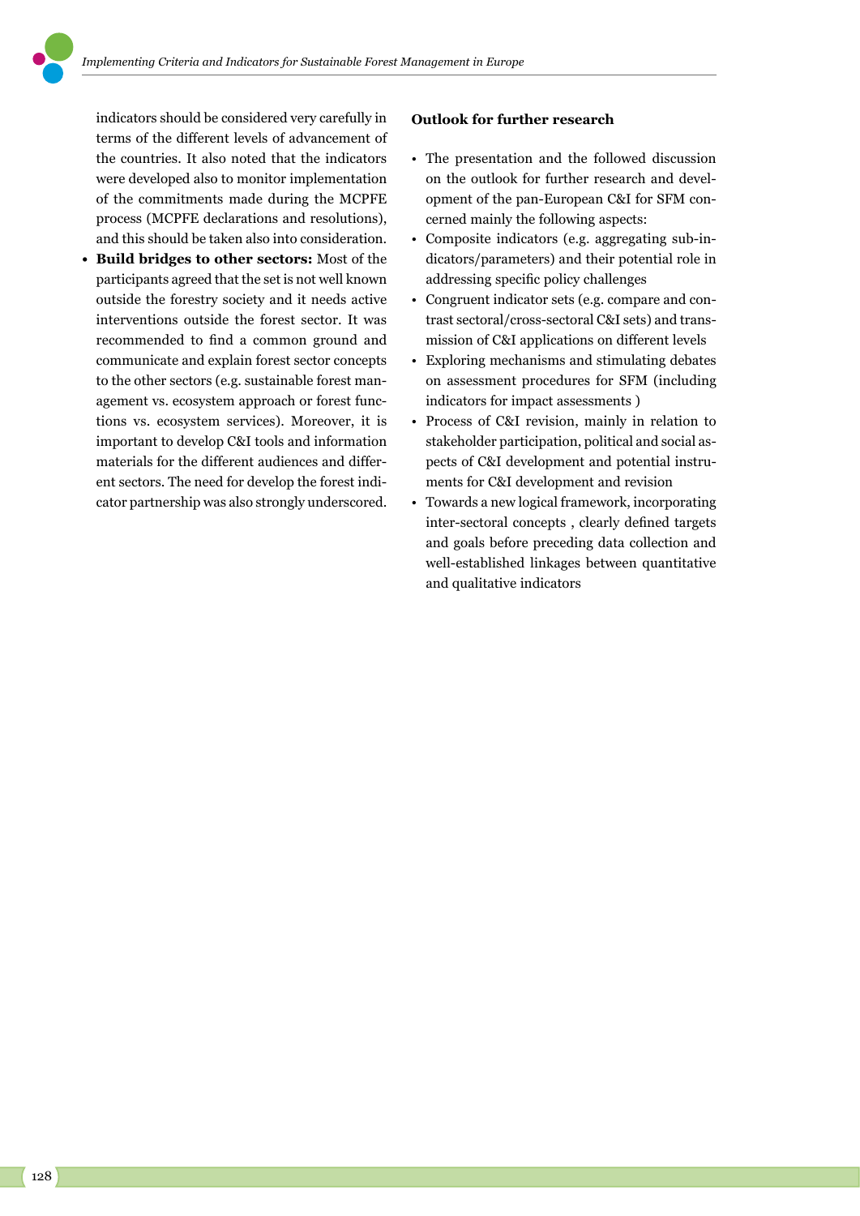indicators should be considered very carefully in terms of the different levels of advancement of the countries. It also noted that the indicators were developed also to monitor implementation of the commitments made during the MCPFE process (MCPFE declarations and resolutions), and this should be taken also into consideration.

- **Build bridges to other sectors:** Most of the participants agreed that the set is not well known outside the forestry society and it needs active interventions outside the forest sector. It was recommended to find a common ground and communicate and explain forest sector concepts to the other sectors (e.g. sustainable forest management vs. ecosystem approach or forest functions vs. ecosystem services). Moreover, it is important to develop C&I tools and information materials for the different audiences and different sectors. The need for develop the forest indicator partnership was also strongly underscored.

**Outlook for further research**

- The presentation and the followed discussion on the outlook for further research and development of the pan-European C&I for SFM concerned mainly the following aspects:
- Composite indicators (e.g. aggregating sub-indicators/parameters) and their potential role in addressing specific policy challenges
- Congruent indicator sets (e.g. compare and contrast sectoral/cross-sectoral C&I sets) and transmission of C&I applications on different levels
- Exploring mechanisms and stimulating debates on assessment procedures for SFM (including indicators for impact assessments )
- Process of C&I revision, mainly in relation to stakeholder participation, political and social aspects of C&I development and potential instruments for C&I development and revision
- Towards a new logical framework, incorporating inter-sectoral concepts , clearly defined targets and goals before preceding data collection and well-established linkages between quantitative and qualitative indicators